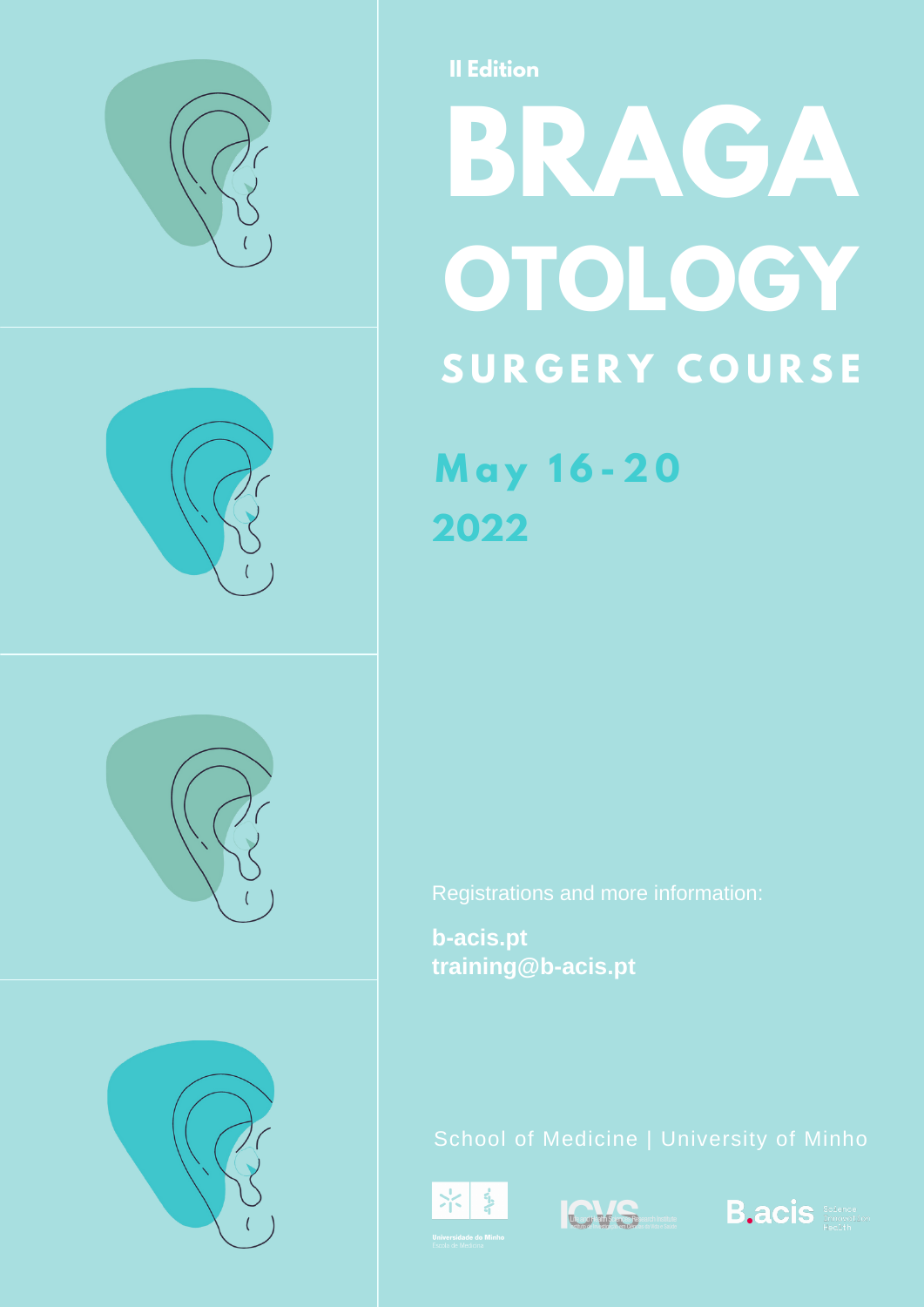II Edition

# BRAGA OTOLOGY

## SURGERY COURSE

**May 16-20 2022**

Registrations and more information:

**b-acis.pt**
**training@b-acis.pt**

School of Medicine | University of Minho

Universidade do Minho
Escola de Medicina

ICVS Life and Health Sciences Research Institute

B.acis Science Innovation Health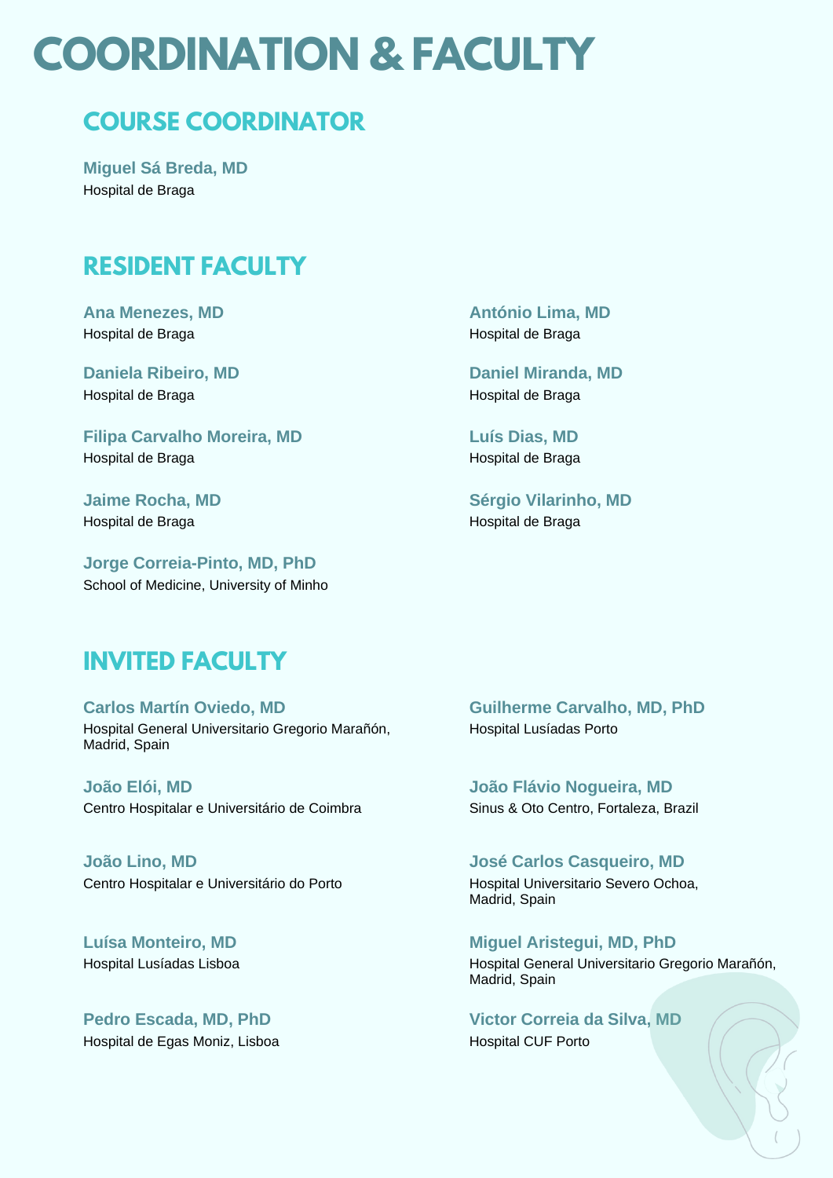# COORDINATION & FACULTY

## COURSE COORDINATOR

**Miguel Sá Breda, MD**
Hospital de Braga

## RESIDENT FACULTY

**Ana Menezes, MD**
Hospital de Braga

**Daniela Ribeiro, MD**
Hospital de Braga

**Filipa Carvalho Moreira, MD**
Hospital de Braga

**Jaime Rocha, MD**
Hospital de Braga

**Jorge Correia-Pinto, MD, PhD**
School of Medicine, University of Minho

**António Lima, MD**
Hospital de Braga

**Daniel Miranda, MD**
Hospital de Braga

**Luís Dias, MD**
Hospital de Braga

**Sérgio Vilarinho, MD**
Hospital de Braga

## INVITED FACULTY

**Carlos Martín Oviedo, MD**
Hospital General Universitario Gregorio Marañón, Madrid, Spain

**João Elói, MD**
Centro Hospitalar e Universitário de Coimbra

**João Lino, MD**
Centro Hospitalar e Universitário do Porto

**Luísa Monteiro, MD**
Hospital Lusíadas Lisboa

**Pedro Escada, MD, PhD**
Hospital de Egas Moniz, Lisboa

**Guilherme Carvalho, MD, PhD**
Hospital Lusíadas Porto

**João Flávio Nogueira, MD**
Sinus & Oto Centro, Fortaleza, Brazil

**José Carlos Casqueiro, MD**
Hospital Universitario Severo Ochoa, Madrid, Spain

**Miguel Aristegui, MD, PhD**
Hospital General Universitario Gregorio Marañón, Madrid, Spain

**Victor Correia da Silva, MD**
Hospital CUF Porto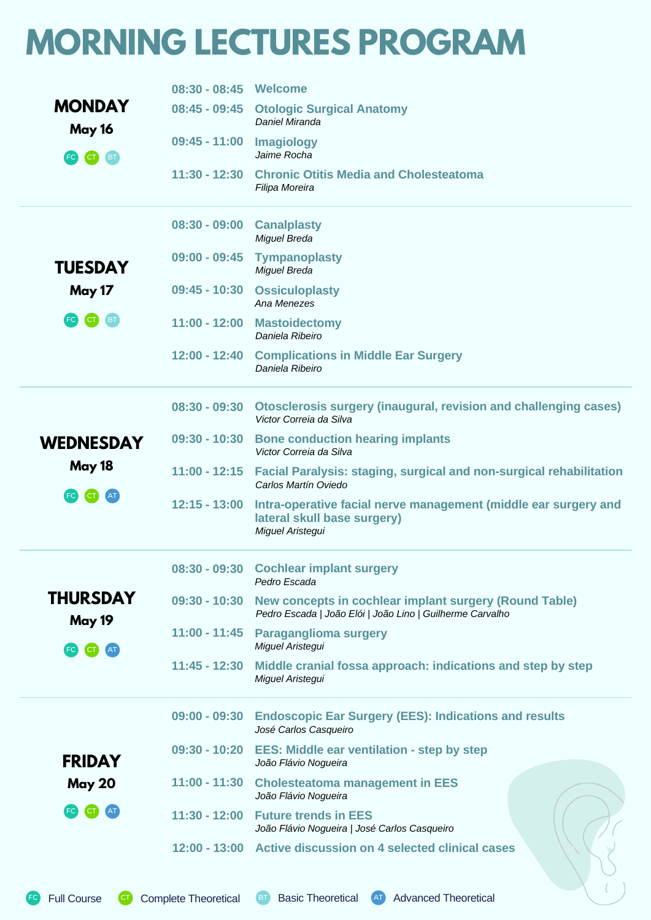# MORNING LECTURES PROGRAM

## MONDAY
### May 16

FC CT BT

| Time | Lecture |
|---|---|
| 08:30 - 08:45 | **Welcome** |
| 08:45 - 09:45 | **Otologic Surgical Anatomy**<br>*Daniel Miranda* |
| 09:45 - 11:00 | **Imagiology**<br>*Jaime Rocha* |
| 11:30 - 12:30 | **Chronic Otitis Media and Cholesteatoma**<br>*Filipa Moreira* |

## TUESDAY
### May 17

FC CT BT

| Time | Lecture |
|---|---|
| 08:30 - 09:00 | **Canalplasty**<br>*Miguel Breda* |
| 09:00 - 09:45 | **Tympanoplasty**<br>*Miguel Breda* |
| 09:45 - 10:30 | **Ossiculoplasty**<br>*Ana Menezes* |
| 11:00 - 12:00 | **Mastoidectomy**<br>*Daniela Ribeiro* |
| 12:00 - 12:40 | **Complications in Middle Ear Surgery**<br>*Daniela Ribeiro* |

## WEDNESDAY
### May 18

FC CT AT

| Time | Lecture |
|---|---|
| 08:30 - 09:30 | **Otosclerosis surgery (inaugural, revision and challenging cases)**<br>*Victor Correia da Silva* |
| 09:30 - 10:30 | **Bone conduction hearing implants**<br>*Victor Correia da Silva* |
| 11:00 - 12:15 | **Facial Paralysis: staging, surgical and non-surgical rehabilitation**<br>*Carlos Martín Oviedo* |
| 12:15 - 13:00 | **Intra-operative facial nerve management (middle ear surgery and lateral skull base surgery)**<br>*Miguel Aristegui* |

## THURSDAY
### May 19

FC CT AT

| Time | Lecture |
|---|---|
| 08:30 - 09:30 | **Cochlear implant surgery**<br>*Pedro Escada* |
| 09:30 - 10:30 | **New concepts in cochlear implant surgery (Round Table)**<br>*Pedro Escada \| João Elói \| João Lino \| Guilherme Carvalho* |
| 11:00 - 11:45 | **Paraganglioma surgery**<br>*Miguel Aristegui* |
| 11:45 - 12:30 | **Middle cranial fossa approach: indications and step by step**<br>*Miguel Aristegui* |

## FRIDAY
### May 20

FC CT AT

| Time | Lecture |
|---|---|
| 09:00 - 09:30 | **Endoscopic Ear Surgery (EES): Indications and results**<br>*José Carlos Casqueiro* |
| 09:30 - 10:20 | **EES: Middle ear ventilation - step by step**<br>*João Flávio Nogueira* |
| 11:00 - 11:30 | **Cholesteatoma management in EES**<br>*João Flávio Nogueira* |
| 11:30 - 12:00 | **Future trends in EES**<br>*João Flávio Nogueira \| José Carlos Casqueiro* |
| 12:00 - 13:00 | **Active discussion on 4 selected clinical cases** |

FC Full Course CT Complete Theoretical BT Basic Theoretical AT Advanced Theoretical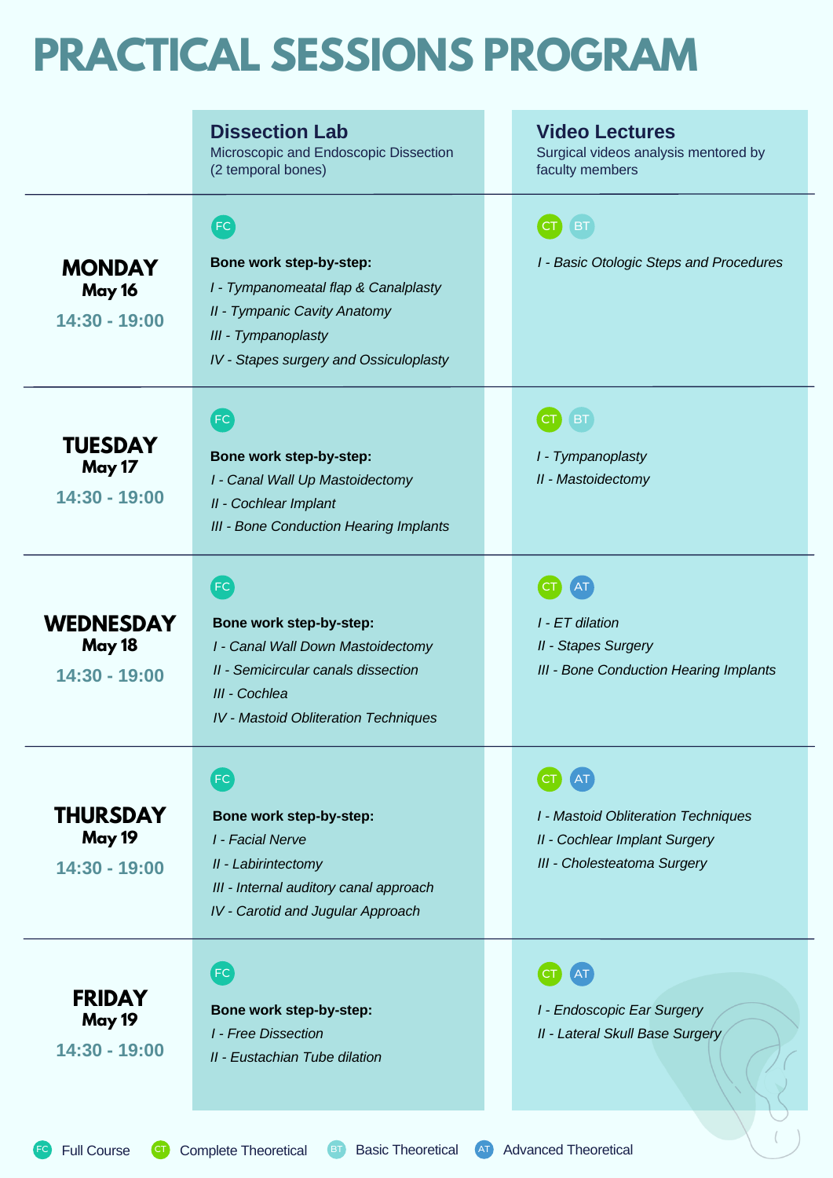# PRACTICAL SESSIONS PROGRAM

| | **Dissection Lab**<br>Microscopic and Endoscopic Dissection (2 temporal bones) | **Video Lectures**<br>Surgical videos analysis mentored by faculty members |
|---|---|---|
| **MONDAY**<br>**May 16**<br>**14:30 - 19:00** | FC<br>**Bone work step-by-step:**<br>*I - Tympanomeatal flap & Canalplasty*<br>*II - Tympanic Cavity Anatomy*<br>*III - Tympanoplasty*<br>*IV - Stapes surgery and Ossiculoplasty* | CT BT<br>*I - Basic Otologic Steps and Procedures* |
| **TUESDAY**<br>**May 17**<br>**14:30 - 19:00** | FC<br>**Bone work step-by-step:**<br>*I - Canal Wall Up Mastoidectomy*<br>*II - Cochlear Implant*<br>*III - Bone Conduction Hearing Implants* | CT BT<br>*I - Tympanoplasty*<br>*II - Mastoidectomy* |
| **WEDNESDAY**<br>**May 18**<br>**14:30 - 19:00** | FC<br>**Bone work step-by-step:**<br>*I - Canal Wall Down Mastoidectomy*<br>*II - Semicircular canals dissection*<br>*III - Cochlea*<br>*IV - Mastoid Obliteration Techniques* | CT AT<br>*I - ET dilation*<br>*II - Stapes Surgery*<br>*III - Bone Conduction Hearing Implants* |
| **THURSDAY**<br>**May 19**<br>**14:30 - 19:00** | FC<br>**Bone work step-by-step:**<br>*I - Facial Nerve*<br>*II - Labirintectomy*<br>*III - Internal auditory canal approach*<br>*IV - Carotid and Jugular Approach* | CT AT<br>*I - Mastoid Obliteration Techniques*<br>*II - Cochlear Implant Surgery*<br>*III - Cholesteatoma Surgery* |
| **FRIDAY**<br>**May 19**<br>**14:30 - 19:00** | FC<br>**Bone work step-by-step:**<br>*I - Free Dissection*<br>*II - Eustachian Tube dilation* | CT AT<br>*I - Endoscopic Ear Surgery*<br>*II - Lateral Skull Base Surgery* |

FC Full Course CT Complete Theoretical BT Basic Theoretical AT Advanced Theoretical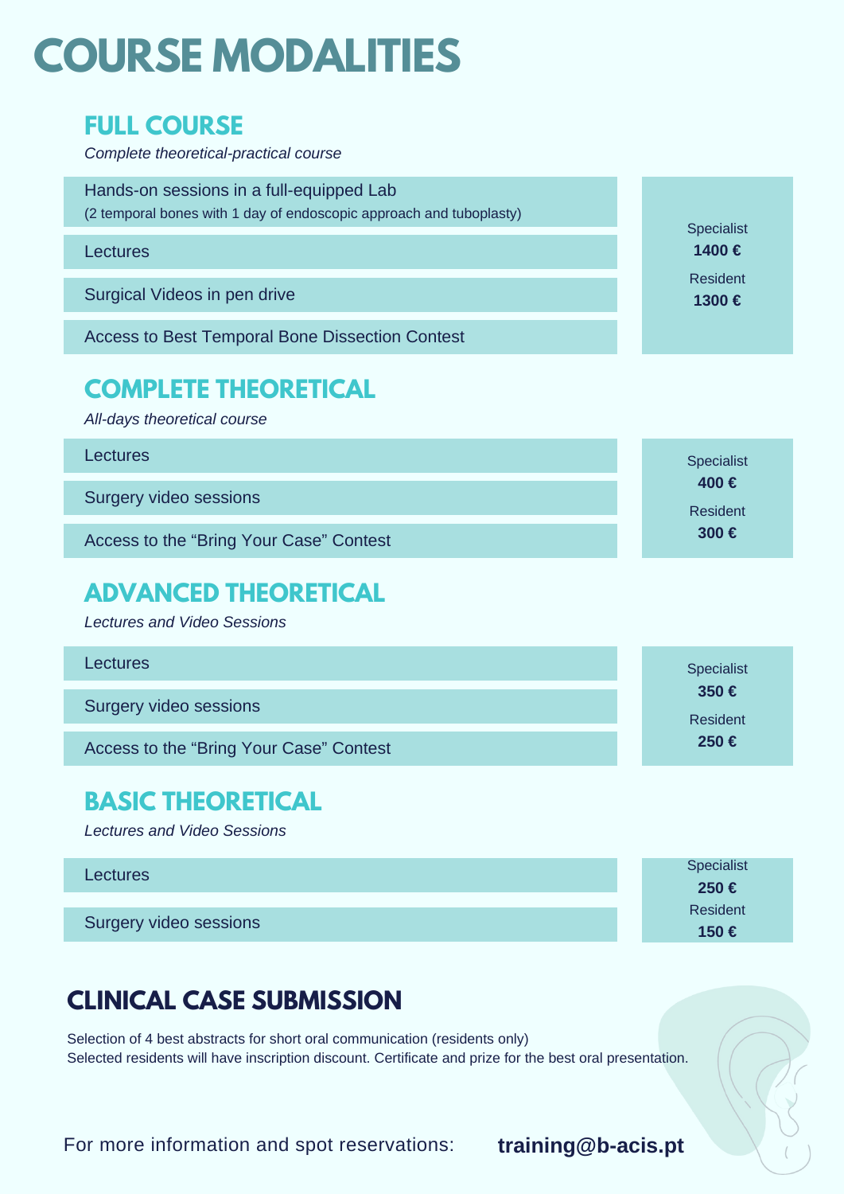# COURSE MODALITIES

## FULL COURSE

*Complete theoretical-practical course*

- Hands-on sessions in a full-equipped Lab
  (2 temporal bones with 1 day of endoscopic approach and tuboplasty)
- Lectures
- Surgical Videos in pen drive
- Access to Best Temporal Bone Dissection Contest

Specialist **1400 €**
Resident **1300 €**

## COMPLETE THEORETICAL

*All-days theoretical course*

- Lectures
- Surgery video sessions
- Access to the "Bring Your Case" Contest

Specialist **400 €**
Resident **300 €**

## ADVANCED THEORETICAL

*Lectures and Video Sessions*

- Lectures
- Surgery video sessions
- Access to the "Bring Your Case" Contest

Specialist **350 €**
Resident **250 €**

## BASIC THEORETICAL

*Lectures and Video Sessions*

- Lectures
- Surgery video sessions

Specialist **250 €**
Resident **150 €**

## CLINICAL CASE SUBMISSION

Selection of 4 best abstracts for short oral communication (residents only)
Selected residents will have inscription discount. Certificate and prize for the best oral presentation.

For more information and spot reservations: **training@b-acis.pt**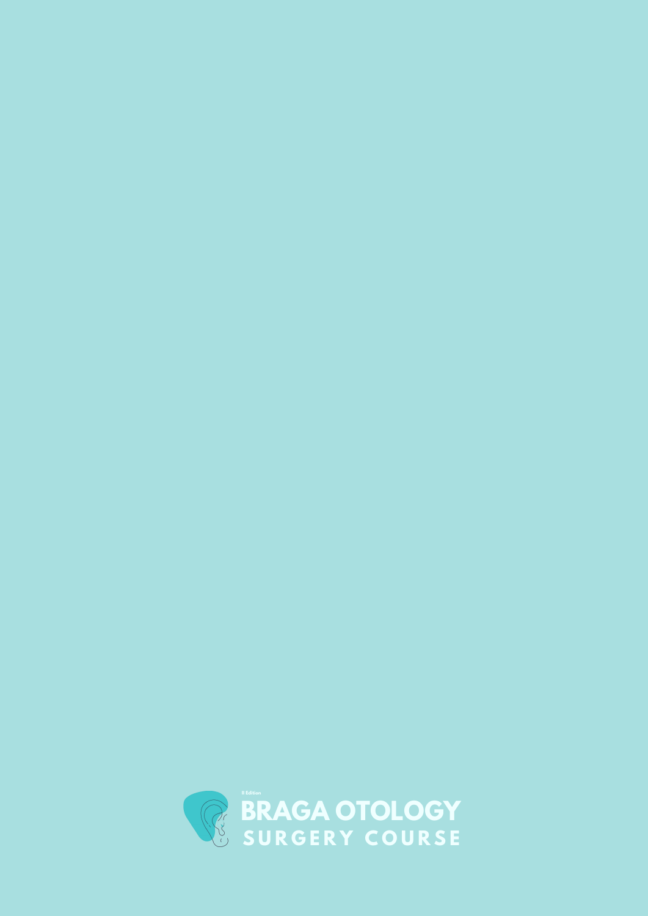II Edition

BRAGA OTOLOGY

SURGERY COURSE